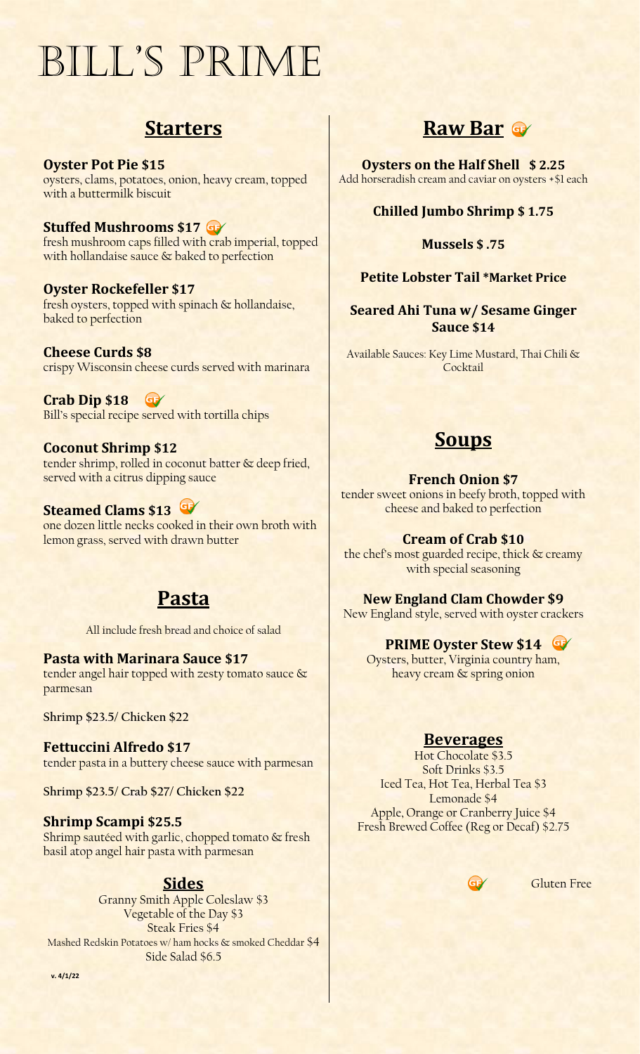# BILL'S PRIME

## Starters

**Oyster Pot Pie $15**
oysters, clams, potatoes, onion, heavy cream, topped with a buttermilk biscuit

**Stuffed Mushrooms $17** (GF)
fresh mushroom caps filled with crab imperial, topped with hollandaise sauce & baked to perfection

**Oyster Rockefeller $17**
fresh oysters, topped with spinach & hollandaise, baked to perfection

**Cheese Curds $8**
crispy Wisconsin cheese curds served with marinara

**Crab Dip $18** (GF)
Bill's special recipe served with tortilla chips

**Coconut Shrimp $12**
tender shrimp, rolled in coconut batter & deep fried, served with a citrus dipping sauce

**Steamed Clams $13** (GF)
one dozen little necks cooked in their own broth with lemon grass, served with drawn butter

## Pasta

All include fresh bread and choice of salad

**Pasta with Marinara Sauce $17**
tender angel hair topped with zesty tomato sauce & parmesan

Shrimp $23.5/ Chicken $22

**Fettuccini Alfredo $17**
tender pasta in a buttery cheese sauce with parmesan

Shrimp $23.5/ Crab $27/ Chicken $22

**Shrimp Scampi $25.5**
Shrimp sautéed with garlic, chopped tomato & fresh basil atop angel hair pasta with parmesan

## Sides

Granny Smith Apple Coleslaw $3
Vegetable of the Day $3
Steak Fries $4
Mashed Redskin Potatoes w/ ham hocks & smoked Cheddar $4
Side Salad $6.5

v. 4/1/22

## Raw Bar (GF)

**Oysters on the Half Shell $ 2.25**
Add horseradish cream and caviar on oysters +$1 each

**Chilled Jumbo Shrimp $ 1.75**

**Mussels $ .75**

**Petite Lobster Tail *Market Price**

**Seared Ahi Tuna w/ Sesame Ginger Sauce $14**

Available Sauces: Key Lime Mustard, Thai Chili & Cocktail

## Soups

**French Onion $7**
tender sweet onions in beefy broth, topped with cheese and baked to perfection

**Cream of Crab $10**
the chef's most guarded recipe, thick & creamy with special seasoning

**New England Clam Chowder $9**
New England style, served with oyster crackers

**PRIME Oyster Stew $14** (GF)
Oysters, butter, Virginia country ham, heavy cream & spring onion

## Beverages

Hot Chocolate $3.5
Soft Drinks $3.5
Iced Tea, Hot Tea, Herbal Tea $3
Lemonade $4
Apple, Orange or Cranberry Juice $4
Fresh Brewed Coffee (Reg or Decaf) $2.75

(GF) Gluten Free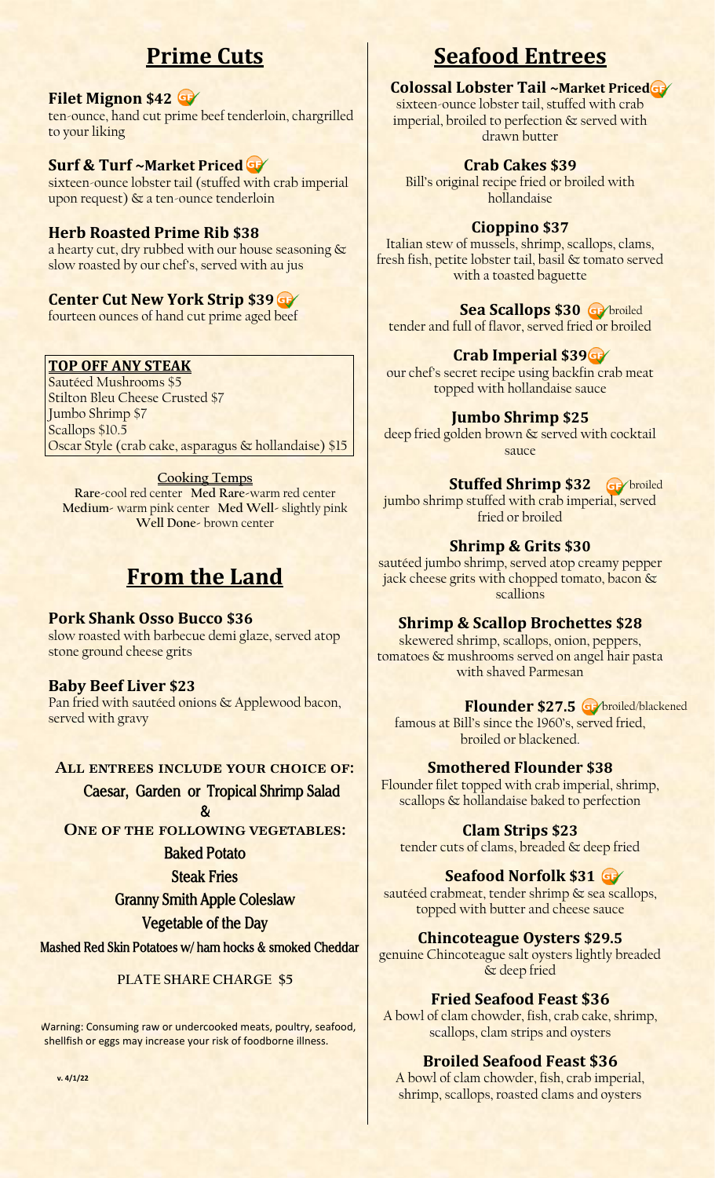## Prime Cuts

### Filet Mignon $42 GF

ten-ounce, hand cut prime beef tenderloin, chargrilled to your liking

### Surf & Turf ~Market Priced GF

sixteen-ounce lobster tail (stuffed with crab imperial upon request) & a ten-ounce tenderloin

### Herb Roasted Prime Rib $38

a hearty cut, dry rubbed with our house seasoning & slow roasted by our chef's, served with au jus

### Center Cut New York Strip $39 GF

fourteen ounces of hand cut prime aged beef

**TOP OFF ANY STEAK**

Sautéed Mushrooms $5
Stilton Bleu Cheese Crusted $7
Jumbo Shrimp $7
Scallops $10.5
Oscar Style (crab cake, asparagus & hollandaise) $15

**Cooking Temps**

**Rare**-cool red center **Med Rare**-warm red center
**Medium**- warm pink center **Med Well**- slightly pink
**Well Done**- brown center

## From the Land

### Pork Shank Osso Bucco $36

slow roasted with barbecue demi glaze, served atop stone ground cheese grits

### Baby Beef Liver $23

Pan fried with sautéed onions & Applewood bacon, served with gravy

**ALL ENTREES INCLUDE YOUR CHOICE OF:**

Caesar, Garden or Tropical Shrimp Salad

&

**ONE OF THE FOLLOWING VEGETABLES:**

Baked Potato
Steak Fries
Granny Smith Apple Coleslaw
Vegetable of the Day
Mashed Red Skin Potatoes w/ ham hocks & smoked Cheddar

PLATE SHARE CHARGE $5

Warning: Consuming raw or undercooked meats, poultry, seafood, shellfish or eggs may increase your risk of foodborne illness.

v. 4/1/22

## Seafood Entrees

### Colossal Lobster Tail ~Market Priced GF

sixteen-ounce lobster tail, stuffed with crab imperial, broiled to perfection & served with drawn butter

### Crab Cakes $39

Bill's original recipe fried or broiled with hollandaise

### Cioppino $37

Italian stew of mussels, shrimp, scallops, clams, fresh fish, petite lobster tail, basil & tomato served with a toasted baguette

### Sea Scallops $30 GF broiled

tender and full of flavor, served fried or broiled

### Crab Imperial $39 GF

our chef's secret recipe using backfin crab meat topped with hollandaise sauce

### Jumbo Shrimp $25

deep fried golden brown & served with cocktail sauce

### Stuffed Shrimp $32 GF broiled

jumbo shrimp stuffed with crab imperial, served fried or broiled

### Shrimp & Grits $30

sautéed jumbo shrimp, served atop creamy pepper jack cheese grits with chopped tomato, bacon & scallions

### Shrimp & Scallop Brochettes $28

skewered shrimp, scallops, onion, peppers, tomatoes & mushrooms served on angel hair pasta with shaved Parmesan

### Flounder $27.5 GF broiled/blackened

famous at Bill's since the 1960's, served fried, broiled or blackened.

### Smothered Flounder $38

Flounder filet topped with crab imperial, shrimp, scallops & hollandaise baked to perfection

### Clam Strips $23

tender cuts of clams, breaded & deep fried

### Seafood Norfolk $31 GF

sautéed crabmeat, tender shrimp & sea scallops, topped with butter and cheese sauce

### Chincoteague Oysters $29.5

genuine Chincoteague salt oysters lightly breaded & deep fried

### Fried Seafood Feast $36

A bowl of clam chowder, fish, crab cake, shrimp, scallops, clam strips and oysters

### Broiled Seafood Feast $36

A bowl of clam chowder, fish, crab imperial, shrimp, scallops, roasted clams and oysters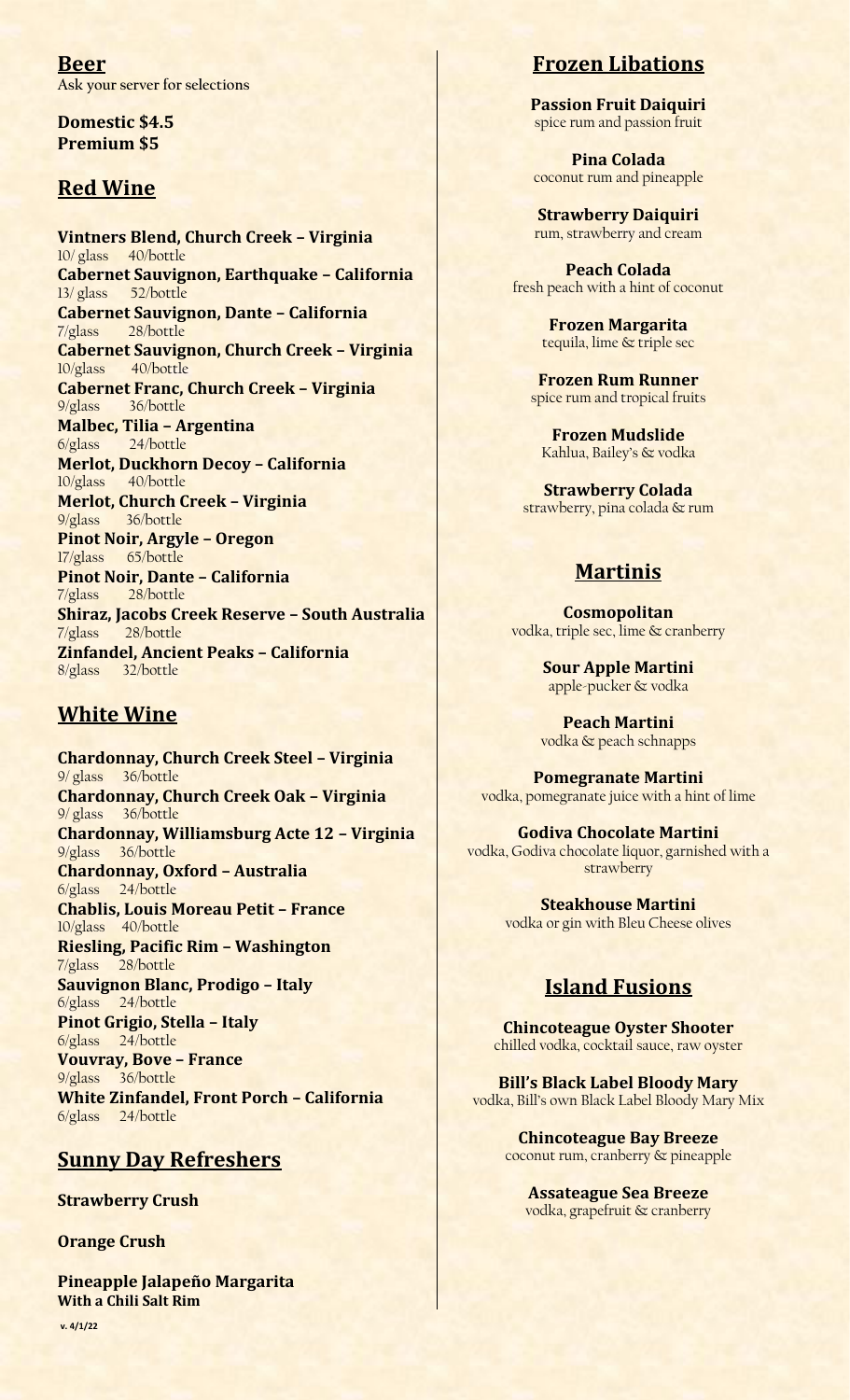## Beer

Ask your server for selections

**Domestic $4.5**
**Premium $5**

## Red Wine

**Vintners Blend, Church Creek – Virginia**
10/ glass 40/bottle

**Cabernet Sauvignon, Earthquake – California**
13/ glass 52/bottle

**Cabernet Sauvignon, Dante – California**
7/glass 28/bottle

**Cabernet Sauvignon, Church Creek – Virginia**
10/glass 40/bottle

**Cabernet Franc, Church Creek – Virginia**
9/glass 36/bottle

**Malbec, Tilia – Argentina**
6/glass 24/bottle

**Merlot, Duckhorn Decoy – California**
10/glass 40/bottle

**Merlot, Church Creek – Virginia**
9/glass 36/bottle

**Pinot Noir, Argyle – Oregon**
17/glass 65/bottle

**Pinot Noir, Dante – California**
7/glass 28/bottle

**Shiraz, Jacobs Creek Reserve – South Australia**
7/glass 28/bottle

**Zinfandel, Ancient Peaks – California**
8/glass 32/bottle

## White Wine

**Chardonnay, Church Creek Steel – Virginia**
9/ glass 36/bottle

**Chardonnay, Church Creek Oak – Virginia**
9/ glass 36/bottle

**Chardonnay, Williamsburg Acte 12 – Virginia**
9/glass 36/bottle

**Chardonnay, Oxford – Australia**
6/glass 24/bottle

**Chablis, Louis Moreau Petit – France**
10/glass 40/bottle

**Riesling, Pacific Rim – Washington**
7/glass 28/bottle

**Sauvignon Blanc, Prodigo – Italy**
6/glass 24/bottle

**Pinot Grigio, Stella – Italy**
6/glass 24/bottle

**Vouvray, Bove – France**
9/glass 36/bottle

**White Zinfandel, Front Porch – California**
6/glass 24/bottle

## Sunny Day Refreshers

**Strawberry Crush**

**Orange Crush**

**Pineapple Jalapeño Margarita**
**With a Chili Salt Rim**

v. 4/1/22

## Frozen Libations

**Passion Fruit Daiquiri**
spice rum and passion fruit

**Pina Colada**
coconut rum and pineapple

**Strawberry Daiquiri**
rum, strawberry and cream

**Peach Colada**
fresh peach with a hint of coconut

**Frozen Margarita**
tequila, lime & triple sec

**Frozen Rum Runner**
spice rum and tropical fruits

**Frozen Mudslide**
Kahlua, Bailey's & vodka

**Strawberry Colada**
strawberry, pina colada & rum

## Martinis

**Cosmopolitan**
vodka, triple sec, lime & cranberry

**Sour Apple Martini**
apple-pucker & vodka

**Peach Martini**
vodka & peach schnapps

**Pomegranate Martini**
vodka, pomegranate juice with a hint of lime

**Godiva Chocolate Martini**
vodka, Godiva chocolate liquor, garnished with a strawberry

**Steakhouse Martini**
vodka or gin with Bleu Cheese olives

## Island Fusions

**Chincoteague Oyster Shooter**
chilled vodka, cocktail sauce, raw oyster

**Bill's Black Label Bloody Mary**
vodka, Bill's own Black Label Bloody Mary Mix

**Chincoteague Bay Breeze**
coconut rum, cranberry & pineapple

**Assateague Sea Breeze**
vodka, grapefruit & cranberry